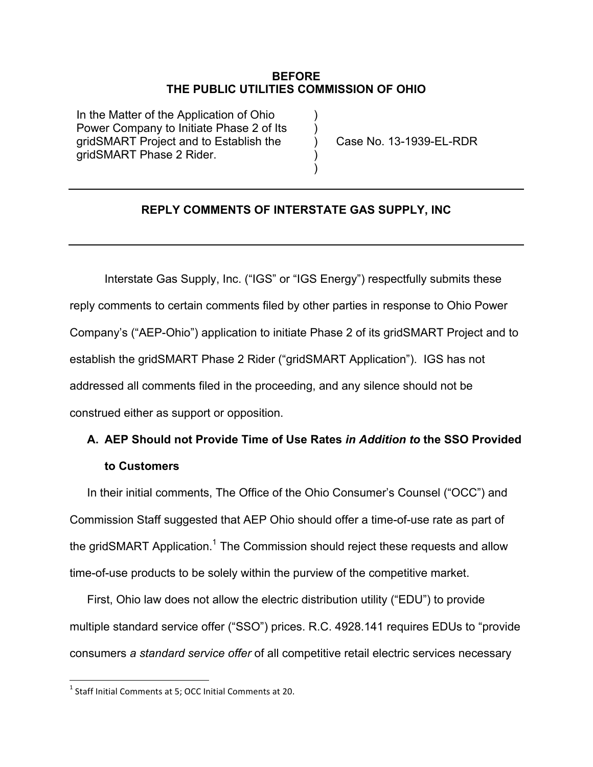**BEFORE**
**THE PUBLIC UTILITIES COMMISSION OF OHIO**

| | | |
|---|---|---|
| In the Matter of the Application of Ohio Power Company to Initiate Phase 2 of Its gridSMART Project and to Establish the gridSMART Phase 2 Rider. | ) ) ) ) ) | Case No. 13-1939-EL-RDR |

---

**REPLY COMMENTS OF INTERSTATE GAS SUPPLY, INC**

---

Interstate Gas Supply, Inc. ("IGS" or "IGS Energy") respectfully submits these reply comments to certain comments filed by other parties in response to Ohio Power Company's ("AEP-Ohio") application to initiate Phase 2 of its gridSMART Project and to establish the gridSMART Phase 2 Rider ("gridSMART Application"). IGS has not addressed all comments filed in the proceeding, and any silence should not be construed either as support or opposition.

## A. AEP Should not Provide Time of Use Rates *in Addition to* the SSO Provided to Customers

In their initial comments, The Office of the Ohio Consumer's Counsel ("OCC") and Commission Staff suggested that AEP Ohio should offer a time-of-use rate as part of the gridSMART Application.[1] The Commission should reject these requests and allow time-of-use products to be solely within the purview of the competitive market.

First, Ohio law does not allow the electric distribution utility ("EDU") to provide multiple standard service offer ("SSO") prices. R.C. 4928.141 requires EDUs to "provide consumers *a standard service offer* of all competitive retail electric services necessary

[1] Staff Initial Comments at 5; OCC Initial Comments at 20.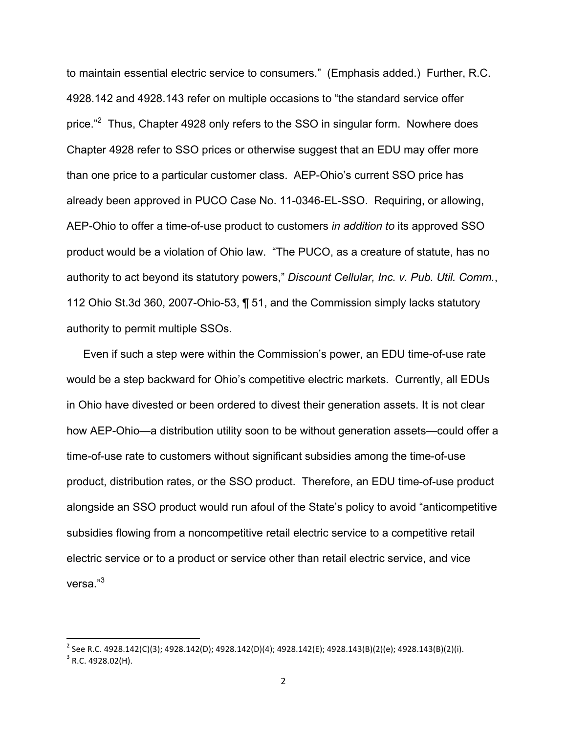to maintain essential electric service to consumers." (Emphasis added.) Further, R.C. 4928.142 and 4928.143 refer on multiple occasions to "the standard service offer price."[2] Thus, Chapter 4928 only refers to the SSO in singular form. Nowhere does Chapter 4928 refer to SSO prices or otherwise suggest that an EDU may offer more than one price to a particular customer class. AEP-Ohio's current SSO price has already been approved in PUCO Case No. 11-0346-EL-SSO. Requiring, or allowing, AEP-Ohio to offer a time-of-use product to customers *in addition to* its approved SSO product would be a violation of Ohio law. "The PUCO, as a creature of statute, has no authority to act beyond its statutory powers," *Discount Cellular, Inc. v. Pub. Util. Comm.*, 112 Ohio St.3d 360, 2007-Ohio-53, ¶ 51, and the Commission simply lacks statutory authority to permit multiple SSOs.

Even if such a step were within the Commission's power, an EDU time-of-use rate would be a step backward for Ohio's competitive electric markets. Currently, all EDUs in Ohio have divested or been ordered to divest their generation assets. It is not clear how AEP-Ohio—a distribution utility soon to be without generation assets—could offer a time-of-use rate to customers without significant subsidies among the time-of-use product, distribution rates, or the SSO product. Therefore, an EDU time-of-use product alongside an SSO product would run afoul of the State's policy to avoid "anticompetitive subsidies flowing from a noncompetitive retail electric service to a competitive retail electric service or to a product or service other than retail electric service, and vice versa."[3]

---

[2] See R.C. 4928.142(C)(3); 4928.142(D); 4928.142(D)(4); 4928.142(E); 4928.143(B)(2)(e); 4928.143(B)(2)(i).

[3] R.C. 4928.02(H).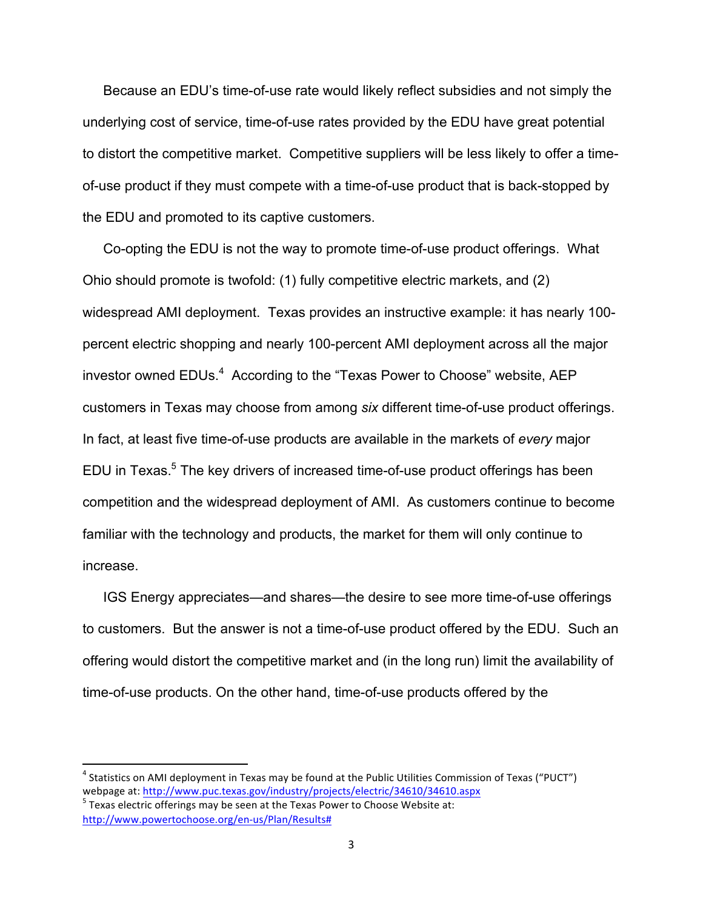Because an EDU's time-of-use rate would likely reflect subsidies and not simply the underlying cost of service, time-of-use rates provided by the EDU have great potential to distort the competitive market. Competitive suppliers will be less likely to offer a time-of-use product if they must compete with a time-of-use product that is back-stopped by the EDU and promoted to its captive customers.

Co-opting the EDU is not the way to promote time-of-use product offerings. What Ohio should promote is twofold: (1) fully competitive electric markets, and (2) widespread AMI deployment. Texas provides an instructive example: it has nearly 100-percent electric shopping and nearly 100-percent AMI deployment across all the major investor owned EDUs.[4] According to the "Texas Power to Choose" website, AEP customers in Texas may choose from among *six* different time-of-use product offerings. In fact, at least five time-of-use products are available in the markets of *every* major EDU in Texas.[5] The key drivers of increased time-of-use product offerings has been competition and the widespread deployment of AMI. As customers continue to become familiar with the technology and products, the market for them will only continue to increase.

IGS Energy appreciates—and shares—the desire to see more time-of-use offerings to customers. But the answer is not a time-of-use product offered by the EDU. Such an offering would distort the competitive market and (in the long run) limit the availability of time-of-use products. On the other hand, time-of-use products offered by the

---

[4] Statistics on AMI deployment in Texas may be found at the Public Utilities Commission of Texas ("PUCT") webpage at: http://www.puc.texas.gov/industry/projects/electric/34610/34610.aspx

[5] Texas electric offerings may be seen at the Texas Power to Choose Website at: http://www.powertochoose.org/en-us/Plan/Results#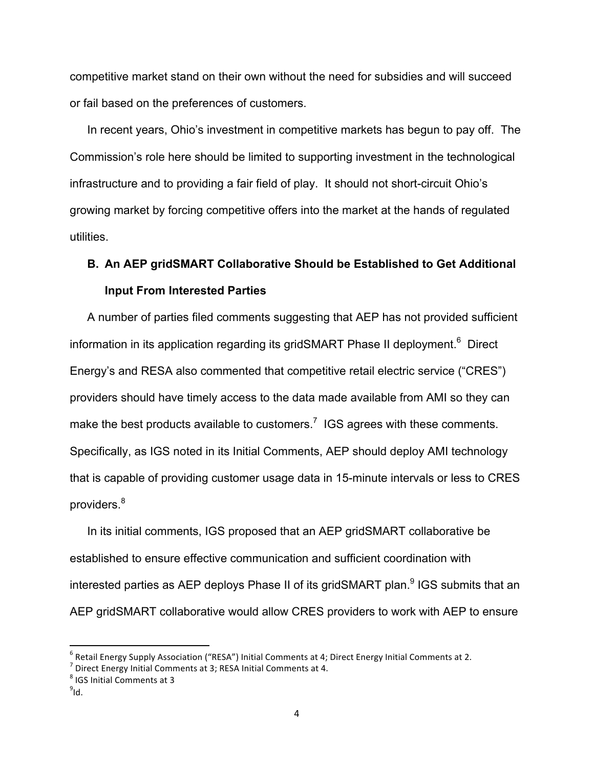competitive market stand on their own without the need for subsidies and will succeed or fail based on the preferences of customers.

In recent years, Ohio's investment in competitive markets has begun to pay off. The Commission's role here should be limited to supporting investment in the technological infrastructure and to providing a fair field of play. It should not short-circuit Ohio's growing market by forcing competitive offers into the market at the hands of regulated utilities.

### B. An AEP gridSMART Collaborative Should be Established to Get Additional Input From Interested Parties

A number of parties filed comments suggesting that AEP has not provided sufficient information in its application regarding its gridSMART Phase II deployment.[6] Direct Energy's and RESA also commented that competitive retail electric service ("CRES") providers should have timely access to the data made available from AMI so they can make the best products available to customers.[7] IGS agrees with these comments. Specifically, as IGS noted in its Initial Comments, AEP should deploy AMI technology that is capable of providing customer usage data in 15-minute intervals or less to CRES providers.[8]

In its initial comments, IGS proposed that an AEP gridSMART collaborative be established to ensure effective communication and sufficient coordination with interested parties as AEP deploys Phase II of its gridSMART plan.[9] IGS submits that an AEP gridSMART collaborative would allow CRES providers to work with AEP to ensure

---

[6] Retail Energy Supply Association ("RESA") Initial Comments at 4; Direct Energy Initial Comments at 2.

[7] Direct Energy Initial Comments at 3; RESA Initial Comments at 4.

[8] IGS Initial Comments at 3

[9] Id.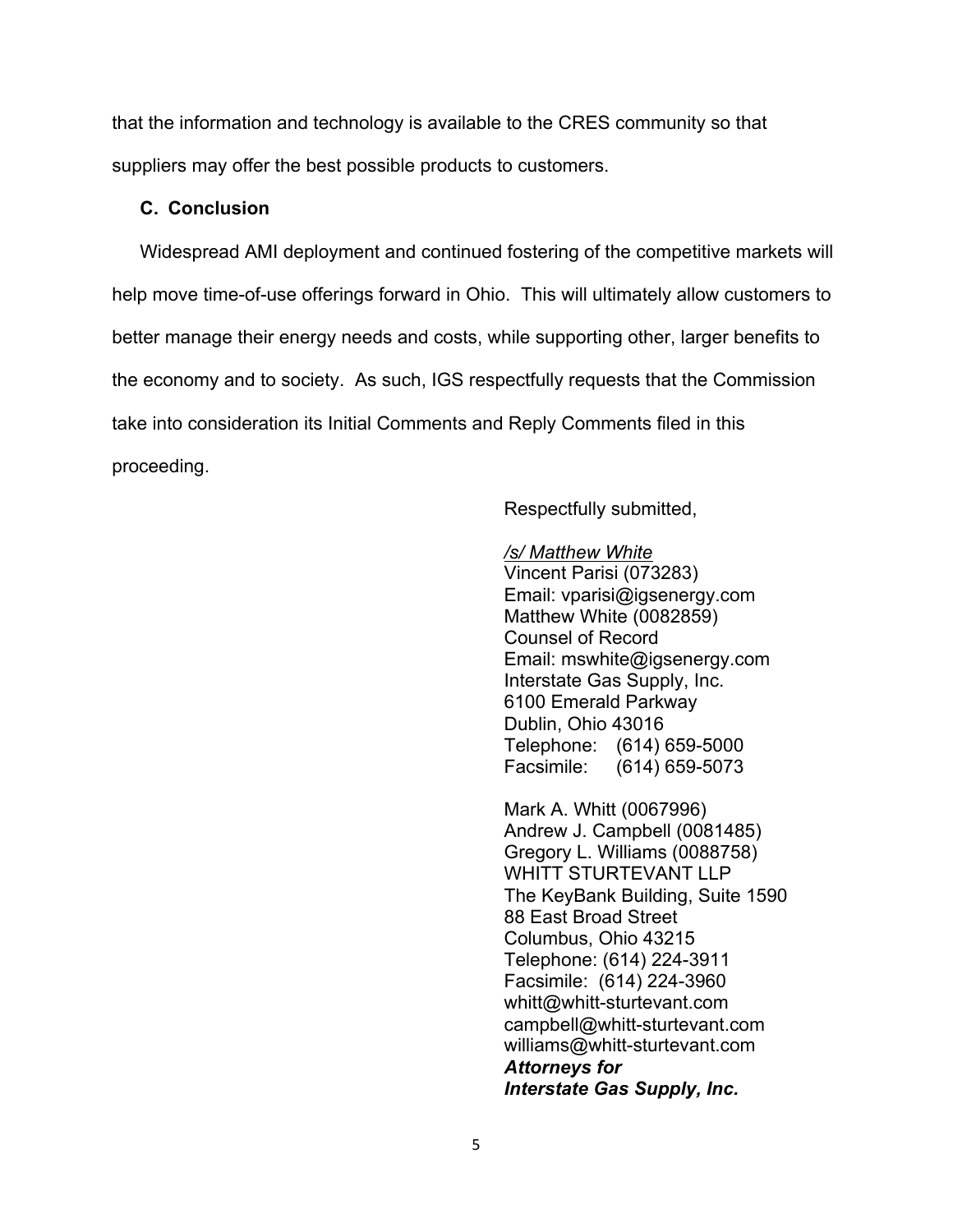that the information and technology is available to the CRES community so that suppliers may offer the best possible products to customers.

### C. Conclusion

Widespread AMI deployment and continued fostering of the competitive markets will help move time-of-use offerings forward in Ohio. This will ultimately allow customers to better manage their energy needs and costs, while supporting other, larger benefits to the economy and to society. As such, IGS respectfully requests that the Commission take into consideration its Initial Comments and Reply Comments filed in this proceeding.

Respectfully submitted,

*/s/ Matthew White*
Vincent Parisi (073283)
Email: vparisi@igsenergy.com
Matthew White (0082859)
Counsel of Record
Email: mswhite@igsenergy.com
Interstate Gas Supply, Inc.
6100 Emerald Parkway
Dublin, Ohio 43016
Telephone: (614) 659-5000
Facsimile: (614) 659-5073

Mark A. Whitt (0067996)
Andrew J. Campbell (0081485)
Gregory L. Williams (0088758)
WHITT STURTEVANT LLP
The KeyBank Building, Suite 1590
88 East Broad Street
Columbus, Ohio 43215
Telephone: (614) 224-3911
Facsimile: (614) 224-3960
whitt@whitt-sturtevant.com
campbell@whitt-sturtevant.com
williams@whitt-sturtevant.com
***Attorneys for***
***Interstate Gas Supply, Inc.***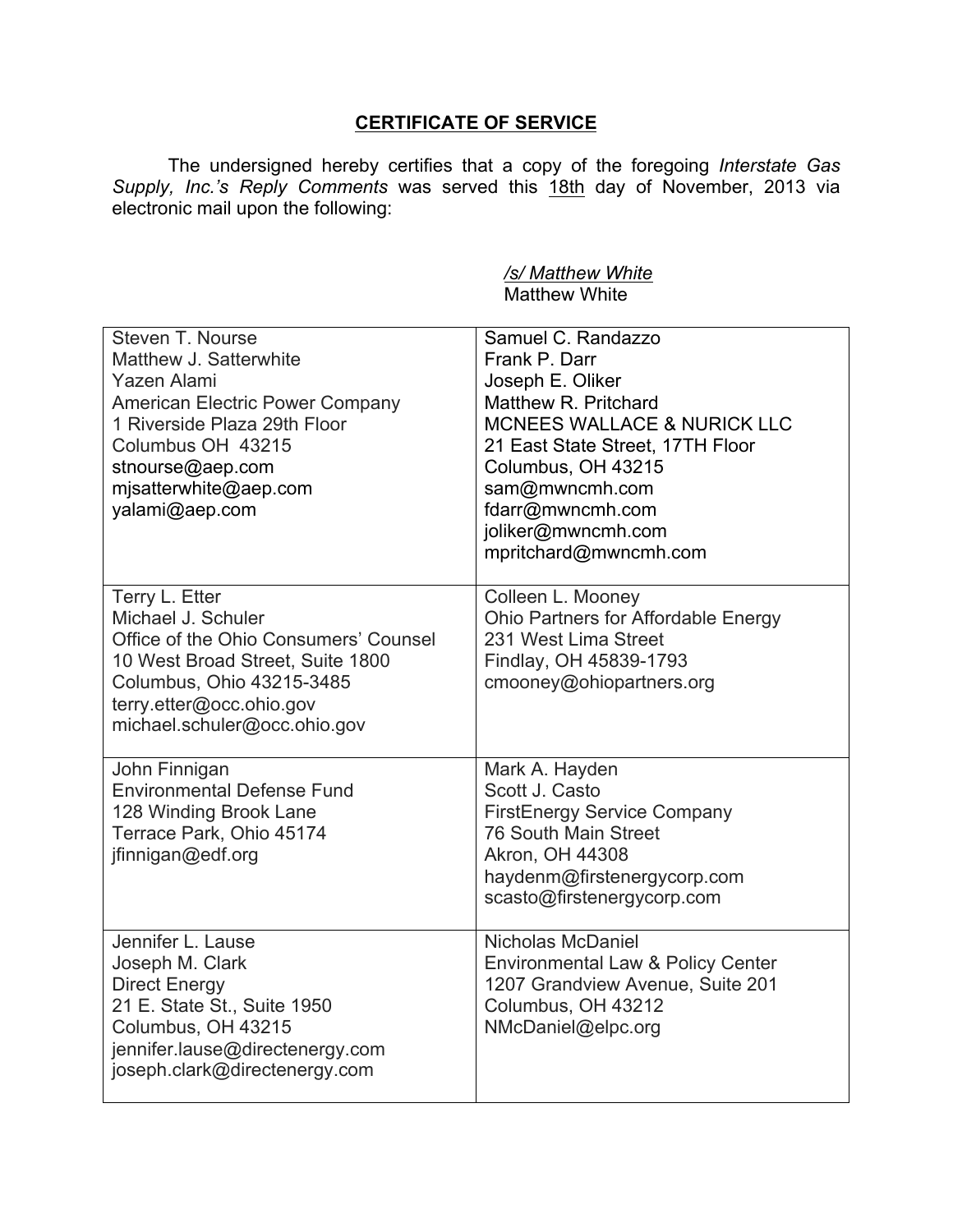## CERTIFICATE OF SERVICE

The undersigned hereby certifies that a copy of the foregoing *Interstate Gas Supply, Inc.'s Reply Comments* was served this 18th day of November, 2013 via electronic mail upon the following:

*/s/ Matthew White*
Matthew White

| | |
|---|---|
| Steven T. Nourse<br>Matthew J. Satterwhite<br>Yazen Alami<br>American Electric Power Company<br>1 Riverside Plaza 29th Floor<br>Columbus OH 43215<br>stnourse@aep.com<br>mjsatterwhite@aep.com<br>yalami@aep.com | Samuel C. Randazzo<br>Frank P. Darr<br>Joseph E. Oliker<br>Matthew R. Pritchard<br>MCNEES WALLACE & NURICK LLC<br>21 East State Street, 17TH Floor<br>Columbus, OH 43215<br>sam@mwncmh.com<br>fdarr@mwncmh.com<br>joliker@mwncmh.com<br>mpritchard@mwncmh.com |
| Terry L. Etter<br>Michael J. Schuler<br>Office of the Ohio Consumers' Counsel<br>10 West Broad Street, Suite 1800<br>Columbus, Ohio 43215-3485<br>terry.etter@occ.ohio.gov<br>michael.schuler@occ.ohio.gov | Colleen L. Mooney<br>Ohio Partners for Affordable Energy<br>231 West Lima Street<br>Findlay, OH 45839-1793<br>cmooney@ohiopartners.org |
| John Finnigan<br>Environmental Defense Fund<br>128 Winding Brook Lane<br>Terrace Park, Ohio 45174<br>jfinnigan@edf.org | Mark A. Hayden<br>Scott J. Casto<br>FirstEnergy Service Company<br>76 South Main Street<br>Akron, OH 44308<br>haydenm@firstenergycorp.com<br>scasto@firstenergycorp.com |
| Jennifer L. Lause<br>Joseph M. Clark<br>Direct Energy<br>21 E. State St., Suite 1950<br>Columbus, OH 43215<br>jennifer.lause@directenergy.com<br>joseph.clark@directenergy.com | Nicholas McDaniel<br>Environmental Law & Policy Center<br>1207 Grandview Avenue, Suite 201<br>Columbus, OH 43212<br>NMcDaniel@elpc.org |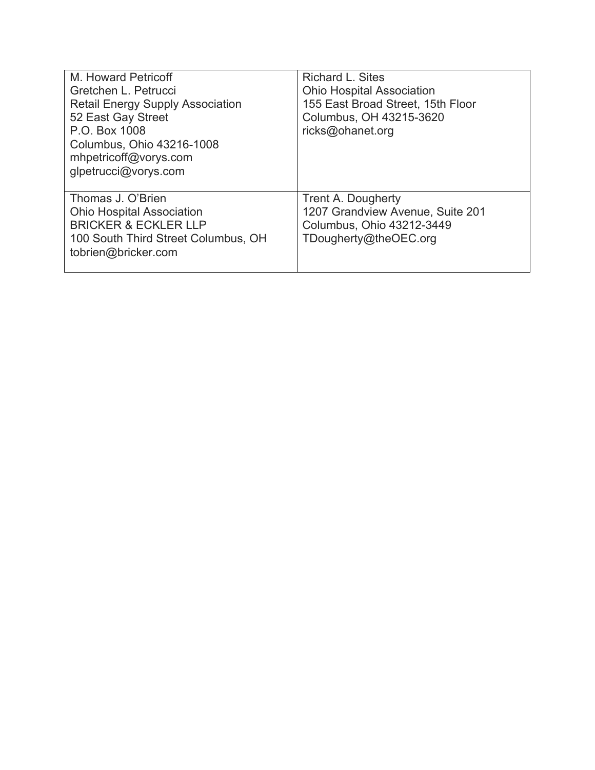| | |
|---|---|
| M. Howard Petricoff<br>Gretchen L. Petrucci<br>Retail Energy Supply Association<br>52 East Gay Street<br>P.O. Box 1008<br>Columbus, Ohio 43216-1008<br>mhpetricoff@vorys.com<br>glpetrucci@vorys.com | Richard L. Sites<br>Ohio Hospital Association<br>155 East Broad Street, 15th Floor<br>Columbus, OH 43215-3620<br>ricks@ohanet.org |
| Thomas J. O'Brien<br>Ohio Hospital Association<br>BRICKER & ECKLER LLP<br>100 South Third Street Columbus, OH<br>tobrien@bricker.com | Trent A. Dougherty<br>1207 Grandview Avenue, Suite 201<br>Columbus, Ohio 43212-3449<br>TDougherty@theOEC.org |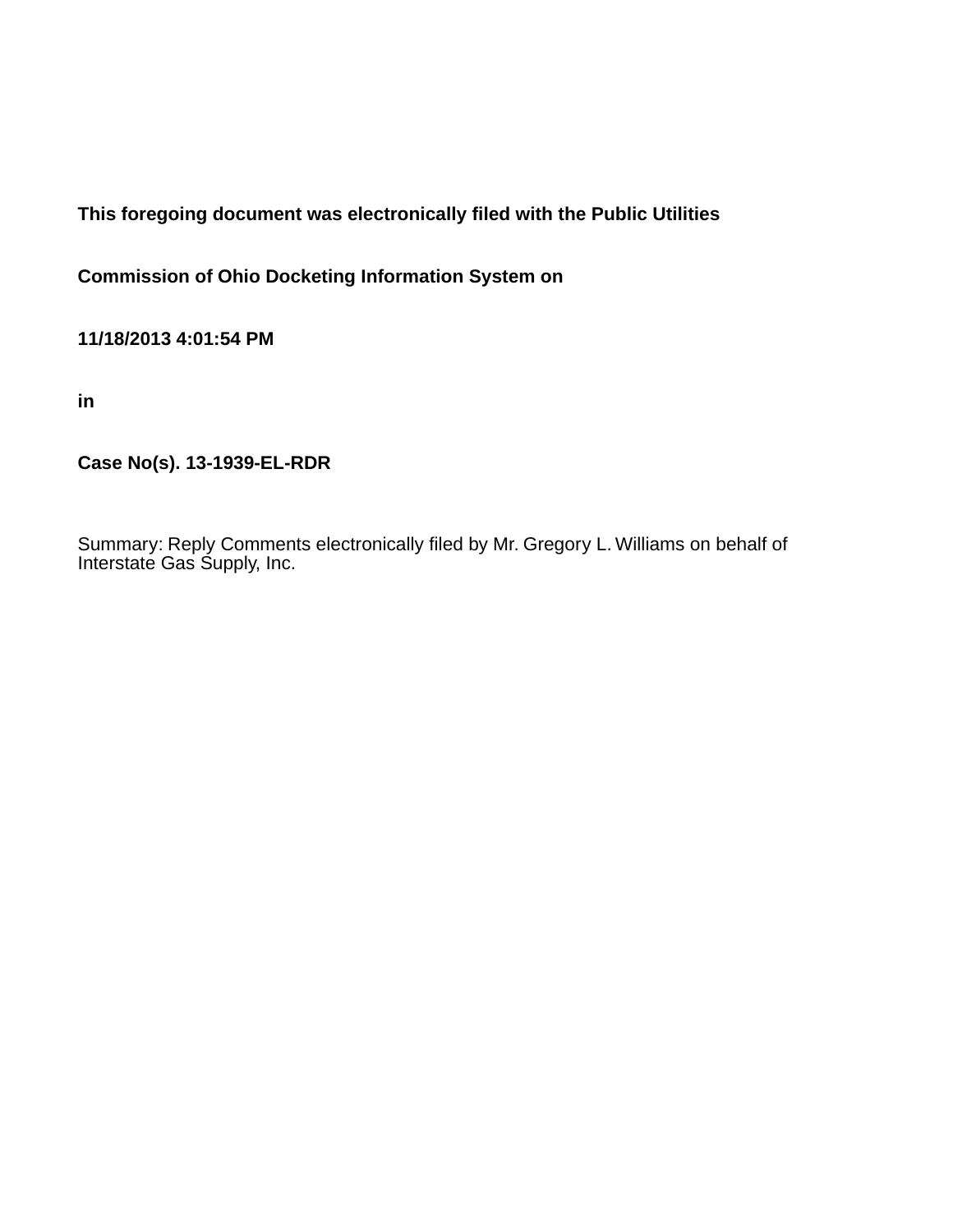**This foregoing document was electronically filed with the Public Utilities**

**Commission of Ohio Docketing Information System on**

**11/18/2013 4:01:54 PM**

**in**

**Case No(s). 13-1939-EL-RDR**

Summary: Reply Comments electronically filed by Mr. Gregory L. Williams on behalf of Interstate Gas Supply, Inc.